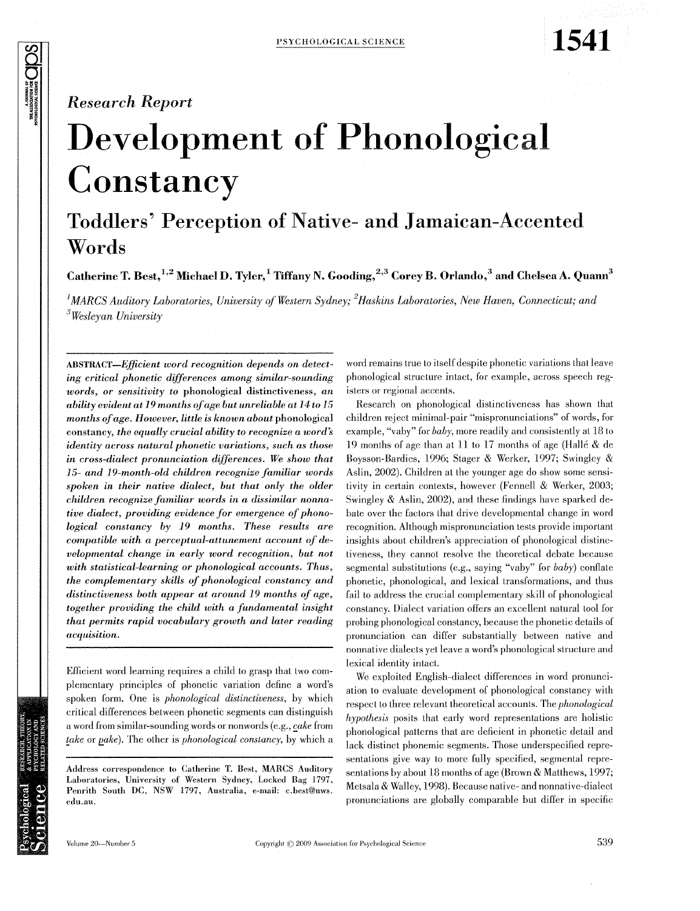Research Report

# Development of Phonological Constancy

## Toddlers' Perception of Native- and Jamaican-Accented Words

**Catherine T. Best,[1,2] Michael D. Tyler,[1] Tiffany N. Gooding,[2,3] Corey B. Orlando,[3] and Chelsea A. Quann[3]**

[1]*MARCS Auditory Laboratories, University of Western Sydney;* [2]*Haskins Laboratories, New Haven, Connecticut; and* [3]*Wesleyan University*

ABSTRACT—*Efficient word recognition depends on detecting critical phonetic differences among similar-sounding words, or sensitivity to* phonological distinctiveness, *an ability evident at 19 months of age but unreliable at 14 to 15 months of age. However, little is known about* phonological constancy, *the equally crucial ability to recognize a word's identity across natural phonetic variations, such as those in cross-dialect pronunciation differences. We show that 15- and 19-month-old children recognize familiar words spoken in their native dialect, but that only the older children recognize familiar words in a dissimilar nonnative dialect, providing evidence for emergence of phonological constancy by 19 months. These results are compatible with a perceptual-attunement account of developmental change in early word recognition, but not with statistical-learning or phonological accounts. Thus, the complementary skills of phonological constancy and distinctiveness both appear at around 19 months of age, together providing the child with a fundamental insight that permits rapid vocabulary growth and later reading acquisition.*

Efficient word learning requires a child to grasp that two complementary principles of phonetic variation define a word's spoken form. One is *phonological distinctiveness*, by which critical differences between phonetic segments can distinguish a word from similar-sounding words or nonwords (e.g., cake from take or bake). The other is *phonological constancy*, by which a word remains true to itself despite phonetic variations that leave phonological structure intact, for example, across speech registers or regional accents.

Research on phonological distinctiveness has shown that children reject minimal-pair "mispronunciations" of words, for example, "vaby" for *baby*, more readily and consistently at 18 to 19 months of age than at 11 to 17 months of age (Hallé & de Boysson-Bardies, 1996; Stager & Werker, 1997; Swingley & Aslin, 2002). Children at the younger age do show some sensitivity in certain contexts, however (Fennell & Werker, 2003; Swingley & Aslin, 2002), and these findings have sparked debate over the factors that drive developmental change in word recognition. Although mispronunciation tests provide important insights about children's appreciation of phonological distinctiveness, they cannot resolve the theoretical debate because segmental substitutions (e.g., saying "vaby" for *baby*) conflate phonetic, phonological, and lexical transformations, and thus fail to address the crucial complementary skill of phonological constancy. Dialect variation offers an excellent natural tool for probing phonological constancy, because the phonetic details of pronunciation can differ substantially between native and nonnative dialects yet leave a word's phonological structure and lexical identity intact.

We exploited English-dialect differences in word pronunciation to evaluate development of phonological constancy with respect to three relevant theoretical accounts. The *phonological hypothesis* posits that early word representations are holistic phonological patterns that are deficient in phonetic detail and lack distinct phonemic segments. Those underspecified representations give way to more fully specified, segmental representations by about 18 months of age (Brown & Matthews, 1997; Metsala & Walley, 1998). Because native- and nonnative-dialect pronunciations are globally comparable but differ in specific

Address correspondence to Catherine T. Best, MARCS Auditory Laboratories, University of Western Sydney, Locked Bag 1797, Penrith South DC, NSW 1797, Australia, e-mail: c.best@uws.edu.au.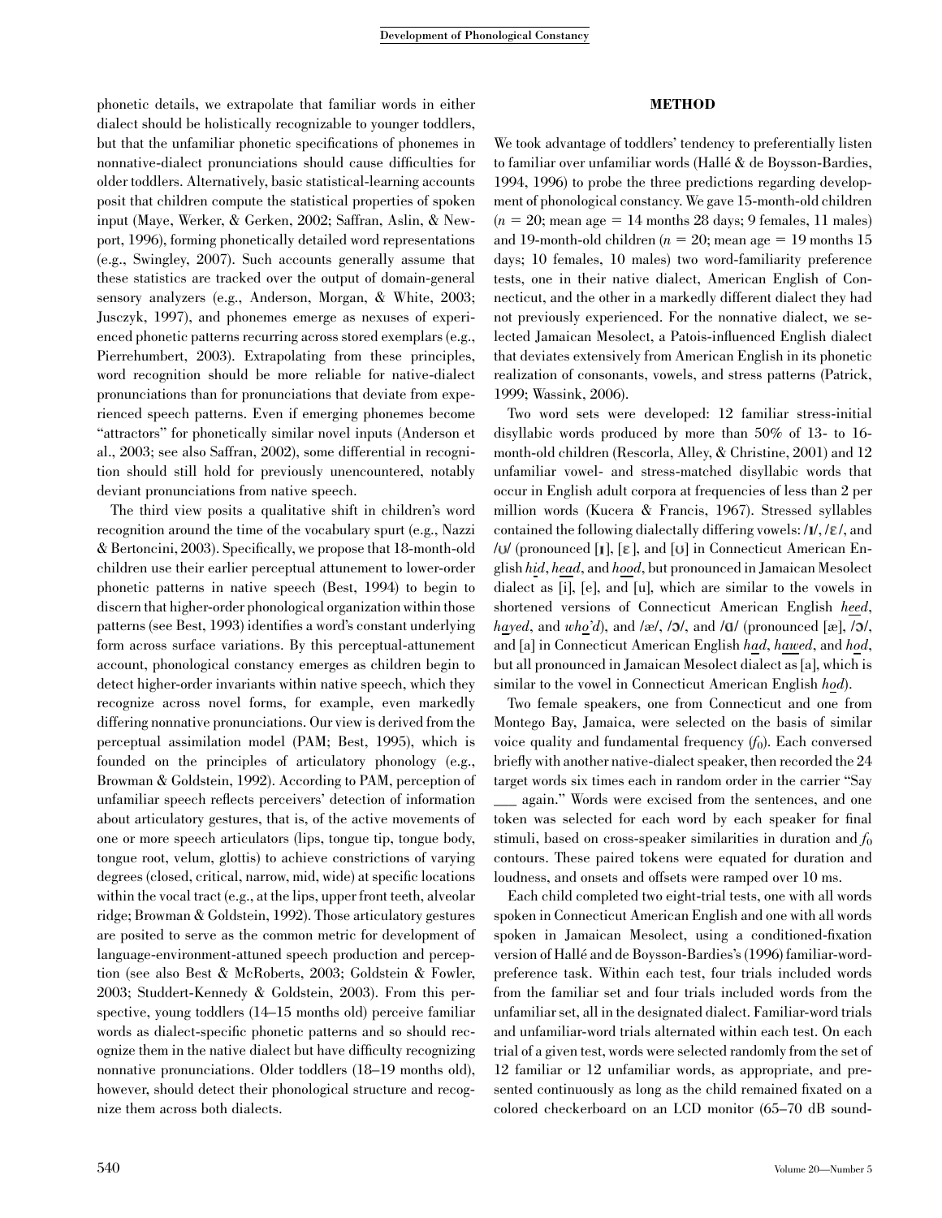phonetic details, we extrapolate that familiar words in either dialect should be holistically recognizable to younger toddlers, but that the unfamiliar phonetic specifications of phonemes in nonnative-dialect pronunciations should cause difficulties for older toddlers. Alternatively, basic statistical-learning accounts posit that children compute the statistical properties of spoken input (Maye, Werker, & Gerken, 2002; Saffran, Aslin, & Newport, 1996), forming phonetically detailed word representations (e.g., Swingley, 2007). Such accounts generally assume that these statistics are tracked over the output of domain-general sensory analyzers (e.g., Anderson, Morgan, & White, 2003; Jusczyk, 1997), and phonemes emerge as nexuses of experienced phonetic patterns recurring across stored exemplars (e.g., Pierrehumbert, 2003). Extrapolating from these principles, word recognition should be more reliable for native-dialect pronunciations than for pronunciations that deviate from experienced speech patterns. Even if emerging phonemes become "attractors" for phonetically similar novel inputs (Anderson et al., 2003; see also Saffran, 2002), some differential in recognition should still hold for previously unencountered, notably deviant pronunciations from native speech.

The third view posits a qualitative shift in children's word recognition around the time of the vocabulary spurt (e.g., Nazzi & Bertoncini, 2003). Specifically, we propose that 18-month-old children use their earlier perceptual attunement to lower-order phonetic patterns in native speech (Best, 1994) to begin to discern that higher-order phonological organization within those patterns (see Best, 1993) identifies a word's constant underlying form across surface variations. By this perceptual-attunement account, phonological constancy emerges as children begin to detect higher-order invariants within native speech, which they recognize across novel forms, for example, even markedly differing nonnative pronunciations. Our view is derived from the perceptual assimilation model (PAM; Best, 1995), which is founded on the principles of articulatory phonology (e.g., Browman & Goldstein, 1992). According to PAM, perception of unfamiliar speech reflects perceivers' detection of information about articulatory gestures, that is, of the active movements of one or more speech articulators (lips, tongue tip, tongue body, tongue root, velum, glottis) to achieve constrictions of varying degrees (closed, critical, narrow, mid, wide) at specific locations within the vocal tract (e.g., at the lips, upper front teeth, alveolar ridge; Browman & Goldstein, 1992). Those articulatory gestures are posited to serve as the common metric for development of language-environment-attuned speech production and perception (see also Best & McRoberts, 2003; Goldstein & Fowler, 2003; Studdert-Kennedy & Goldstein, 2003). From this perspective, young toddlers (14–15 months old) perceive familiar words as dialect-specific phonetic patterns and so should recognize them in the native dialect but have difficulty recognizing nonnative pronunciations. Older toddlers (18–19 months old), however, should detect their phonological structure and recognize them across both dialects.

## METHOD

We took advantage of toddlers' tendency to preferentially listen to familiar over unfamiliar words (Hallé & de Boysson-Bardies, 1994, 1996) to probe the three predictions regarding development of phonological constancy. We gave 15-month-old children ($n$ = 20; mean age = 14 months 28 days; 9 females, 11 males) and 19-month-old children ($n$ = 20; mean age = 19 months 15 days; 10 females, 10 males) two word-familiarity preference tests, one in their native dialect, American English of Connecticut, and the other in a markedly different dialect they had not previously experienced. For the nonnative dialect, we selected Jamaican Mesolect, a Patois-influenced English dialect that deviates extensively from American English in its phonetic realization of consonants, vowels, and stress patterns (Patrick, 1999; Wassink, 2006).

Two word sets were developed: 12 familiar stress-initial disyllabic words produced by more than 50% of 13- to 16-month-old children (Rescorla, Alley, & Christine, 2001) and 12 unfamiliar vowel- and stress-matched disyllabic words that occur in English adult corpora at frequencies of less than 2 per million words (Kucera & Francis, 1967). Stressed syllables contained the following dialectally differing vowels: /ɪ/, /ɛ/, and /ʊ/ (pronounced [ɪ], [ɛ], and [ʊ] in Connecticut American English *hid*, *head*, and *hood*, but pronounced in Jamaican Mesolect dialect as [i], [e], and [u], which are similar to the vowels in shortened versions of Connecticut American English *heed*, *hayed*, and *who'd*), and /æ/, /ɔ/, and /ɑ/ (pronounced [æ], /ɔ/, and [a] in Connecticut American English *had*, *hawed*, and *hod*, but all pronounced in Jamaican Mesolect dialect as [a], which is similar to the vowel in Connecticut American English *hod*).

Two female speakers, one from Connecticut and one from Montego Bay, Jamaica, were selected on the basis of similar voice quality and fundamental frequency ($f_0$). Each conversed briefly with another native-dialect speaker, then recorded the 24 target words six times each in random order in the carrier "Say ___ again." Words were excised from the sentences, and one token was selected for each word by each speaker for final stimuli, based on cross-speaker similarities in duration and $f_0$ contours. These paired tokens were equated for duration and loudness, and onsets and offsets were ramped over 10 ms.

Each child completed two eight-trial tests, one with all words spoken in Connecticut American English and one with all words spoken in Jamaican Mesolect, using a conditioned-fixation version of Hallé and de Boysson-Bardies's (1996) familiar-word-preference task. Within each test, four trials included words from the familiar set and four trials included words from the unfamiliar set, all in the designated dialect. Familiar-word trials and unfamiliar-word trials alternated within each test. On each trial of a given test, words were selected randomly from the set of 12 familiar or 12 unfamiliar words, as appropriate, and presented continuously as long as the child remained fixated on a colored checkerboard on an LCD monitor (65–70 dB sound-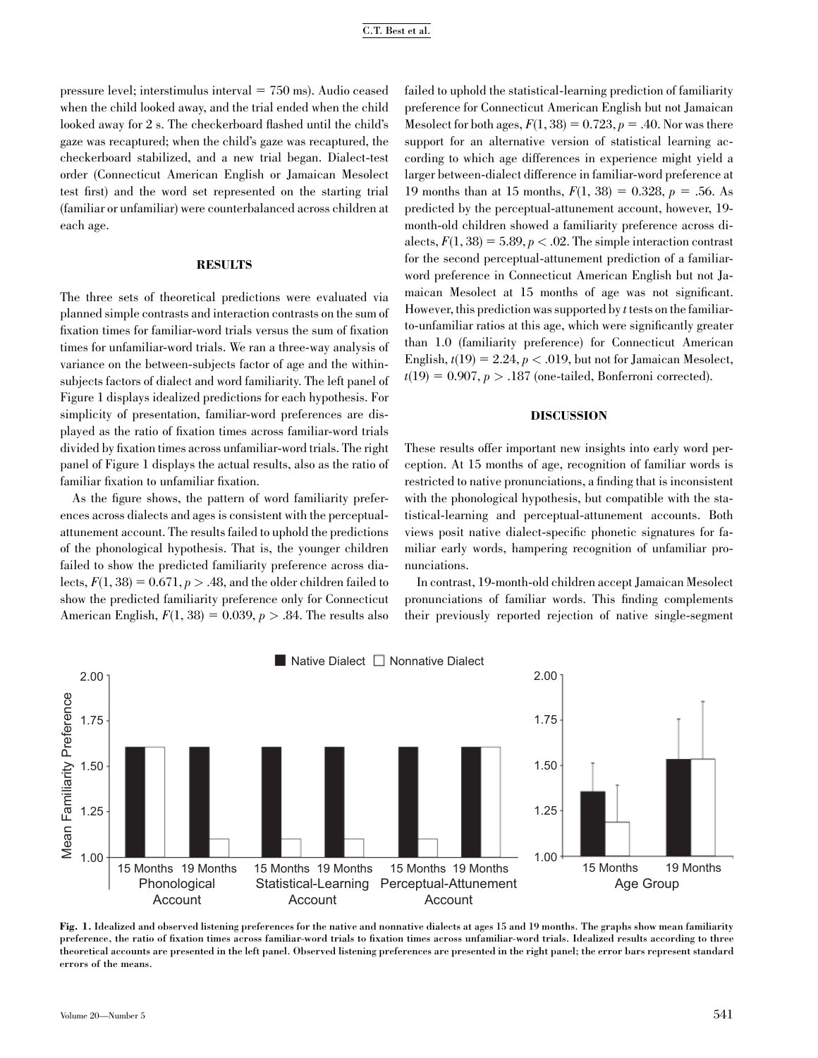pressure level; interstimulus interval = 750 ms). Audio ceased when the child looked away, and the trial ended when the child looked away for 2 s. The checkerboard flashed until the child's gaze was recaptured; when the child's gaze was recaptured, the checkerboard stabilized, and a new trial began. Dialect-test order (Connecticut American English or Jamaican Mesolect test first) and the word set represented on the starting trial (familiar or unfamiliar) were counterbalanced across children at each age.

## RESULTS

The three sets of theoretical predictions were evaluated via planned simple contrasts and interaction contrasts on the sum of fixation times for familiar-word trials versus the sum of fixation times for unfamiliar-word trials. We ran a three-way analysis of variance on the between-subjects factor of age and the within-subjects factors of dialect and word familiarity. The left panel of Figure 1 displays idealized predictions for each hypothesis. For simplicity of presentation, familiar-word preferences are displayed as the ratio of fixation times across familiar-word trials divided by fixation times across unfamiliar-word trials. The right panel of Figure 1 displays the actual results, also as the ratio of familiar fixation to unfamiliar fixation.

As the figure shows, the pattern of word familiarity preferences across dialects and ages is consistent with the perceptual-attunement account. The results failed to uphold the predictions of the phonological hypothesis. That is, the younger children failed to show the predicted familiarity preference across dialects, $F(1, 38) = 0.671, p > .48$, and the older children failed to show the predicted familiarity preference only for Connecticut American English, $F(1, 38) = 0.039, p > .84$. The results also failed to uphold the statistical-learning prediction of familiarity preference for Connecticut American English but not Jamaican Mesolect for both ages, $F(1, 38) = 0.723, p = .40$. Nor was there support for an alternative version of statistical learning according to which age differences in experience might yield a larger between-dialect difference in familiar-word preference at 19 months than at 15 months, $F(1, 38) = 0.328, p = .56$. As predicted by the perceptual-attunement account, however, 19-month-old children showed a familiarity preference across dialects, $F(1, 38) = 5.89, p < .02$. The simple interaction contrast for the second perceptual-attunement prediction of a familiar-word preference in Connecticut American English but not Jamaican Mesolect at 15 months of age was not significant. However, this prediction was supported by *t* tests on the familiar-to-unfamiliar ratios at this age, which were significantly greater than 1.0 (familiarity preference) for Connecticut American English, $t(19) = 2.24, p < .019$, but not for Jamaican Mesolect, $t(19) = 0.907, p > .187$ (one-tailed, Bonferroni corrected).

## DISCUSSION

These results offer important new insights into early word perception. At 15 months of age, recognition of familiar words is restricted to native pronunciations, a finding that is inconsistent with the phonological hypothesis, but compatible with the statistical-learning and perceptual-attunement accounts. Both views posit native dialect-specific phonetic signatures for familiar early words, hampering recognition of unfamiliar pronunciations.

In contrast, 19-month-old children accept Jamaican Mesolect pronunciations of familiar words. This finding complements their previously reported rejection of native single-segment

**Fig. 1.** Idealized and observed listening preferences for the native and nonnative dialects at ages 15 and 19 months. The graphs show mean familiarity preference, the ratio of fixation times across familiar-word trials to fixation times across unfamiliar-word trials. Idealized results according to three theoretical accounts are presented in the left panel. Observed listening preferences are presented in the right panel; the error bars represent standard errors of the means.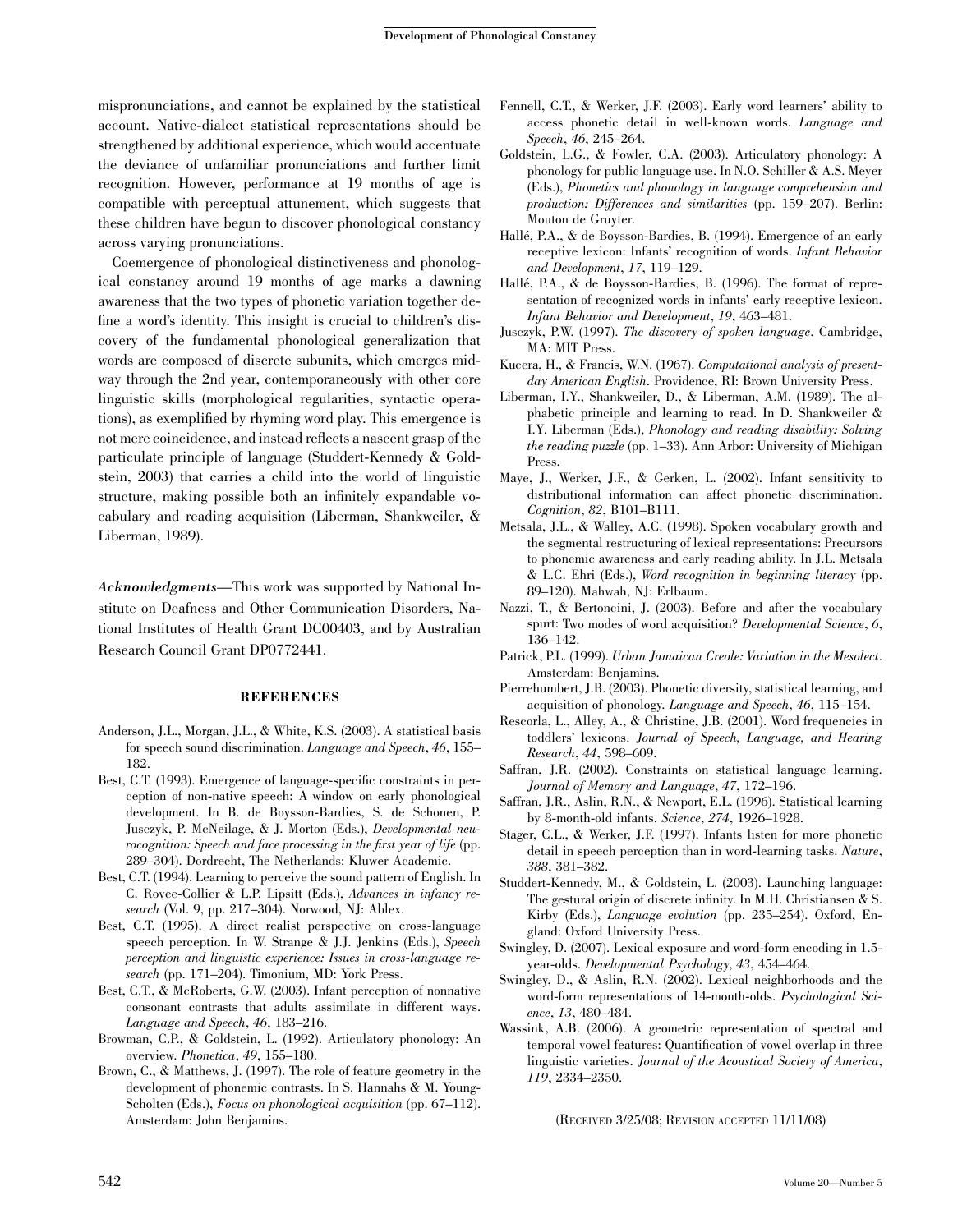mispronunciations, and cannot be explained by the statistical account. Native-dialect statistical representations should be strengthened by additional experience, which would accentuate the deviance of unfamiliar pronunciations and further limit recognition. However, performance at 19 months of age is compatible with perceptual attunement, which suggests that these children have begun to discover phonological constancy across varying pronunciations.

Coemergence of phonological distinctiveness and phonological constancy around 19 months of age marks a dawning awareness that the two types of phonetic variation together define a word's identity. This insight is crucial to children's discovery of the fundamental phonological generalization that words are composed of discrete subunits, which emerges midway through the 2nd year, contemporaneously with other core linguistic skills (morphological regularities, syntactic operations), as exemplified by rhyming word play. This emergence is not mere coincidence, and instead reflects a nascent grasp of the particulate principle of language (Studdert-Kennedy & Goldstein, 2003) that carries a child into the world of linguistic structure, making possible both an infinitely expandable vocabulary and reading acquisition (Liberman, Shankweiler, & Liberman, 1989).

***Acknowledgments***—This work was supported by National Institute on Deafness and Other Communication Disorders, National Institutes of Health Grant DC00403, and by Australian Research Council Grant DP0772441.

## REFERENCES

Anderson, J.L., Morgan, J.L., & White, K.S. (2003). A statistical basis for speech sound discrimination. *Language and Speech*, *46*, 155–182.

Best, C.T. (1993). Emergence of language-specific constraints in perception of non-native speech: A window on early phonological development. In B. de Boysson-Bardies, S. de Schonen, P. Jusczyk, P. McNeilage, & J. Morton (Eds.), *Developmental neurocognition: Speech and face processing in the first year of life* (pp. 289–304). Dordrecht, The Netherlands: Kluwer Academic.

Best, C.T. (1994). Learning to perceive the sound pattern of English. In C. Rovee-Collier & L.P. Lipsitt (Eds.), *Advances in infancy research* (Vol. 9, pp. 217–304). Norwood, NJ: Ablex.

Best, C.T. (1995). A direct realist perspective on cross-language speech perception. In W. Strange & J.J. Jenkins (Eds.), *Speech perception and linguistic experience: Issues in cross-language research* (pp. 171–204). Timonium, MD: York Press.

Best, C.T., & McRoberts, G.W. (2003). Infant perception of nonnative consonant contrasts that adults assimilate in different ways. *Language and Speech*, *46*, 183–216.

Browman, C.P., & Goldstein, L. (1992). Articulatory phonology: An overview. *Phonetica*, *49*, 155–180.

Brown, C., & Matthews, J. (1997). The role of feature geometry in the development of phonemic contrasts. In S. Hannahs & M. Young-Scholten (Eds.), *Focus on phonological acquisition* (pp. 67–112). Amsterdam: John Benjamins.

Fennell, C.T., & Werker, J.F. (2003). Early word learners' ability to access phonetic detail in well-known words. *Language and Speech*, *46*, 245–264.

Goldstein, L.G., & Fowler, C.A. (2003). Articulatory phonology: A phonology for public language use. In N.O. Schiller & A.S. Meyer (Eds.), *Phonetics and phonology in language comprehension and production: Differences and similarities* (pp. 159–207). Berlin: Mouton de Gruyter.

Hallé, P.A., & de Boysson-Bardies, B. (1994). Emergence of an early receptive lexicon: Infants' recognition of words. *Infant Behavior and Development*, *17*, 119–129.

Hallé, P.A., & de Boysson-Bardies, B. (1996). The format of representation of recognized words in infants' early receptive lexicon. *Infant Behavior and Development*, *19*, 463–481.

Jusczyk, P.W. (1997). *The discovery of spoken language*. Cambridge, MA: MIT Press.

Kucera, H., & Francis, W.N. (1967). *Computational analysis of present-day American English*. Providence, RI: Brown University Press.

Liberman, I.Y., Shankweiler, D., & Liberman, A.M. (1989). The alphabetic principle and learning to read. In D. Shankweiler & I.Y. Liberman (Eds.), *Phonology and reading disability: Solving the reading puzzle* (pp. 1–33). Ann Arbor: University of Michigan Press.

Maye, J., Werker, J.F., & Gerken, L. (2002). Infant sensitivity to distributional information can affect phonetic discrimination. *Cognition*, *82*, B101–B111.

Metsala, J.L., & Walley, A.C. (1998). Spoken vocabulary growth and the segmental restructuring of lexical representations: Precursors to phonemic awareness and early reading ability. In J.L. Metsala & L.C. Ehri (Eds.), *Word recognition in beginning literacy* (pp. 89–120). Mahwah, NJ: Erlbaum.

Nazzi, T., & Bertoncini, J. (2003). Before and after the vocabulary spurt: Two modes of word acquisition? *Developmental Science*, *6*, 136–142.

Patrick, P.L. (1999). *Urban Jamaican Creole: Variation in the Mesolect*. Amsterdam: Benjamins.

Pierrehumbert, J.B. (2003). Phonetic diversity, statistical learning, and acquisition of phonology. *Language and Speech*, *46*, 115–154.

Rescorla, L., Alley, A., & Christine, J.B. (2001). Word frequencies in toddlers' lexicons. *Journal of Speech, Language, and Hearing Research*, *44*, 598–609.

Saffran, J.R. (2002). Constraints on statistical language learning. *Journal of Memory and Language*, *47*, 172–196.

Saffran, J.R., Aslin, R.N., & Newport, E.L. (1996). Statistical learning by 8-month-old infants. *Science*, *274*, 1926–1928.

Stager, C.L., & Werker, J.F. (1997). Infants listen for more phonetic detail in speech perception than in word-learning tasks. *Nature*, *388*, 381–382.

Studdert-Kennedy, M., & Goldstein, L. (2003). Launching language: The gestural origin of discrete infinity. In M.H. Christiansen & S. Kirby (Eds.), *Language evolution* (pp. 235–254). Oxford, England: Oxford University Press.

Swingley, D. (2007). Lexical exposure and word-form encoding in 1.5-year-olds. *Developmental Psychology*, *43*, 454–464.

Swingley, D., & Aslin, R.N. (2002). Lexical neighborhoods and the word-form representations of 14-month-olds. *Psychological Science*, *13*, 480–484.

Wassink, A.B. (2006). A geometric representation of spectral and temporal vowel features: Quantification of vowel overlap in three linguistic varieties. *Journal of the Acoustical Society of America*, *119*, 2334–2350.

(RECEIVED 3/25/08; REVISION ACCEPTED 11/11/08)